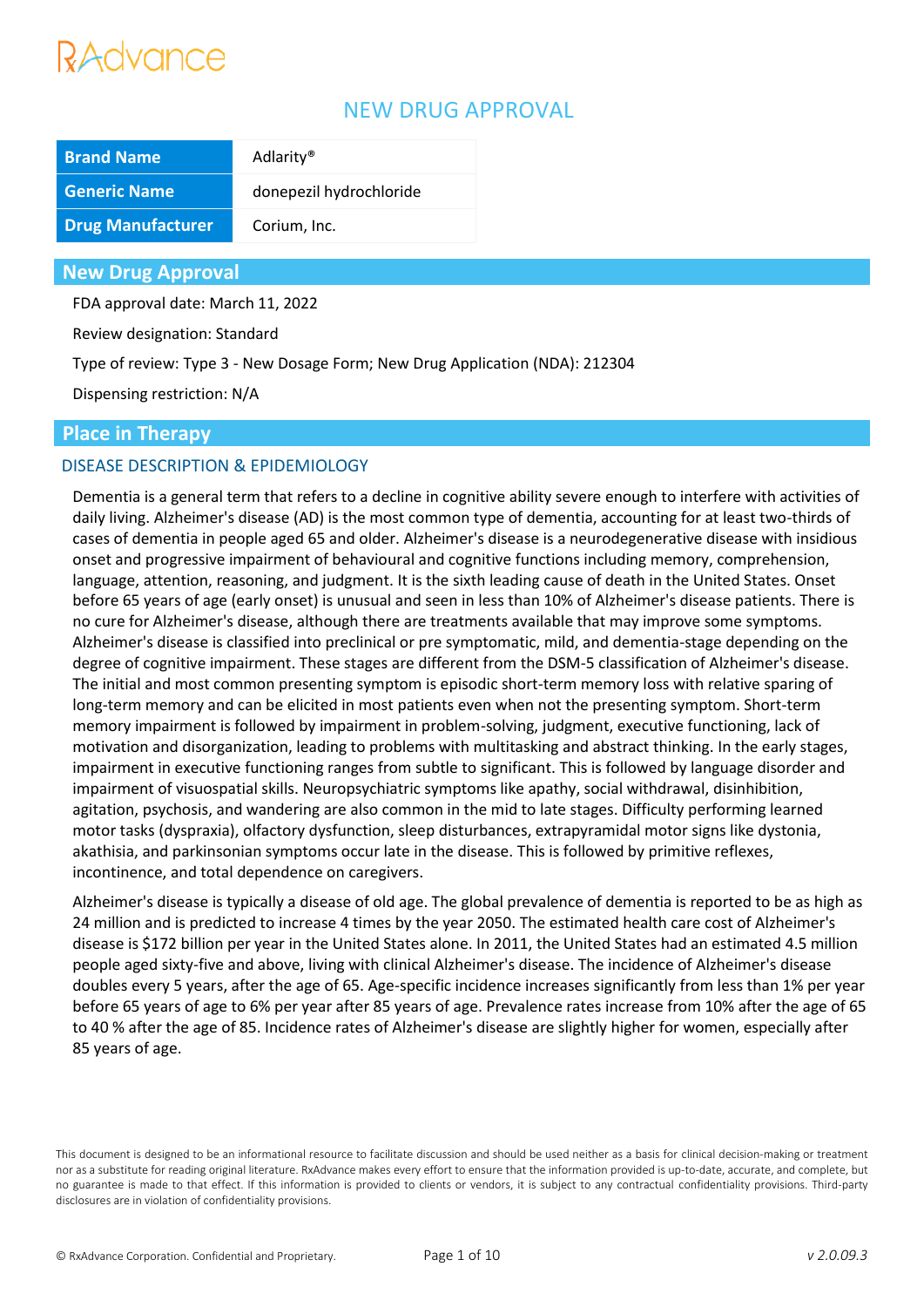RxAdvance

# NEW DRUG APPROVAL

| Brand Name | Adlarity® |
|---|---|
| Generic Name | donepezil hydrochloride |
| Drug Manufacturer | Corium, Inc. |

## New Drug Approval

FDA approval date: March 11, 2022

Review designation: Standard

Type of review: Type 3 - New Dosage Form; New Drug Application (NDA): 212304

Dispensing restriction: N/A

## Place in Therapy

### DISEASE DESCRIPTION & EPIDEMIOLOGY

Dementia is a general term that refers to a decline in cognitive ability severe enough to interfere with activities of daily living. Alzheimer's disease (AD) is the most common type of dementia, accounting for at least two-thirds of cases of dementia in people aged 65 and older. Alzheimer's disease is a neurodegenerative disease with insidious onset and progressive impairment of behavioural and cognitive functions including memory, comprehension, language, attention, reasoning, and judgment. It is the sixth leading cause of death in the United States. Onset before 65 years of age (early onset) is unusual and seen in less than 10% of Alzheimer's disease patients. There is no cure for Alzheimer's disease, although there are treatments available that may improve some symptoms. Alzheimer's disease is classified into preclinical or pre symptomatic, mild, and dementia-stage depending on the degree of cognitive impairment. These stages are different from the DSM-5 classification of Alzheimer's disease. The initial and most common presenting symptom is episodic short-term memory loss with relative sparing of long-term memory and can be elicited in most patients even when not the presenting symptom. Short-term memory impairment is followed by impairment in problem-solving, judgment, executive functioning, lack of motivation and disorganization, leading to problems with multitasking and abstract thinking. In the early stages, impairment in executive functioning ranges from subtle to significant. This is followed by language disorder and impairment of visuospatial skills. Neuropsychiatric symptoms like apathy, social withdrawal, disinhibition, agitation, psychosis, and wandering are also common in the mid to late stages. Difficulty performing learned motor tasks (dyspraxia), olfactory dysfunction, sleep disturbances, extrapyramidal motor signs like dystonia, akathisia, and parkinsonian symptoms occur late in the disease. This is followed by primitive reflexes, incontinence, and total dependence on caregivers.

Alzheimer's disease is typically a disease of old age. The global prevalence of dementia is reported to be as high as 24 million and is predicted to increase 4 times by the year 2050. The estimated health care cost of Alzheimer's disease is $172 billion per year in the United States alone. In 2011, the United States had an estimated 4.5 million people aged sixty-five and above, living with clinical Alzheimer's disease. The incidence of Alzheimer's disease doubles every 5 years, after the age of 65. Age-specific incidence increases significantly from less than 1% per year before 65 years of age to 6% per year after 85 years of age. Prevalence rates increase from 10% after the age of 65 to 40 % after the age of 85. Incidence rates of Alzheimer's disease are slightly higher for women, especially after 85 years of age.

This document is designed to be an informational resource to facilitate discussion and should be used neither as a basis for clinical decision-making or treatment nor as a substitute for reading original literature. RxAdvance makes every effort to ensure that the information provided is up-to-date, accurate, and complete, but no guarantee is made to that effect. If this information is provided to clients or vendors, it is subject to any contractual confidentiality provisions. Third-party disclosures are in violation of confidentiality provisions.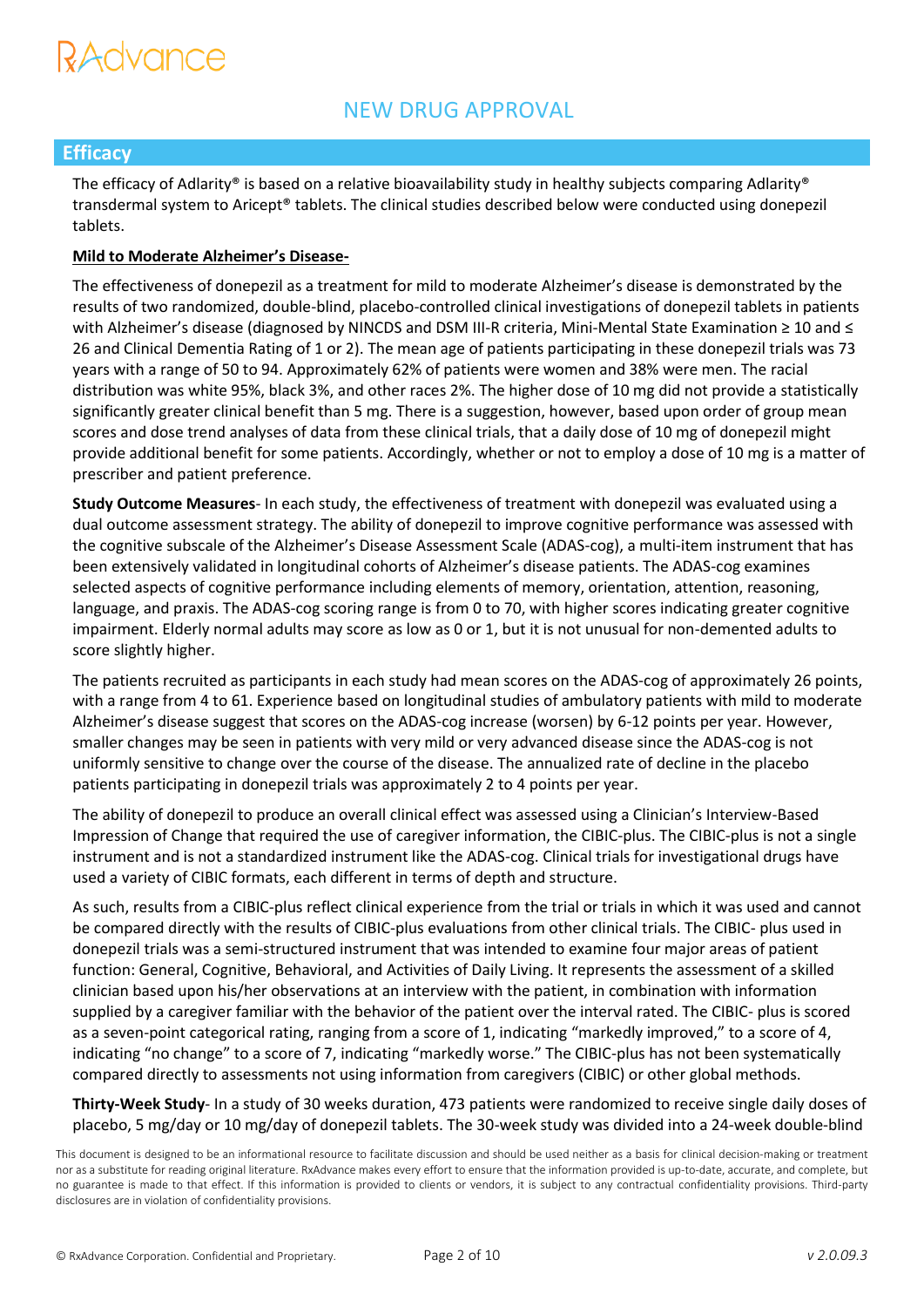# NEW DRUG APPROVAL

## Efficacy

The efficacy of Adlarity® is based on a relative bioavailability study in healthy subjects comparing Adlarity® transdermal system to Aricept® tablets. The clinical studies described below were conducted using donepezil tablets.

**Mild to Moderate Alzheimer's Disease-**

The effectiveness of donepezil as a treatment for mild to moderate Alzheimer's disease is demonstrated by the results of two randomized, double-blind, placebo-controlled clinical investigations of donepezil tablets in patients with Alzheimer's disease (diagnosed by NINCDS and DSM III-R criteria, Mini-Mental State Examination ≥ 10 and ≤ 26 and Clinical Dementia Rating of 1 or 2). The mean age of patients participating in these donepezil trials was 73 years with a range of 50 to 94. Approximately 62% of patients were women and 38% were men. The racial distribution was white 95%, black 3%, and other races 2%. The higher dose of 10 mg did not provide a statistically significantly greater clinical benefit than 5 mg. There is a suggestion, however, based upon order of group mean scores and dose trend analyses of data from these clinical trials, that a daily dose of 10 mg of donepezil might provide additional benefit for some patients. Accordingly, whether or not to employ a dose of 10 mg is a matter of prescriber and patient preference.

**Study Outcome Measures**- In each study, the effectiveness of treatment with donepezil was evaluated using a dual outcome assessment strategy. The ability of donepezil to improve cognitive performance was assessed with the cognitive subscale of the Alzheimer's Disease Assessment Scale (ADAS-cog), a multi-item instrument that has been extensively validated in longitudinal cohorts of Alzheimer's disease patients. The ADAS-cog examines selected aspects of cognitive performance including elements of memory, orientation, attention, reasoning, language, and praxis. The ADAS-cog scoring range is from 0 to 70, with higher scores indicating greater cognitive impairment. Elderly normal adults may score as low as 0 or 1, but it is not unusual for non-demented adults to score slightly higher.

The patients recruited as participants in each study had mean scores on the ADAS-cog of approximately 26 points, with a range from 4 to 61. Experience based on longitudinal studies of ambulatory patients with mild to moderate Alzheimer's disease suggest that scores on the ADAS-cog increase (worsen) by 6-12 points per year. However, smaller changes may be seen in patients with very mild or very advanced disease since the ADAS-cog is not uniformly sensitive to change over the course of the disease. The annualized rate of decline in the placebo patients participating in donepezil trials was approximately 2 to 4 points per year.

The ability of donepezil to produce an overall clinical effect was assessed using a Clinician's Interview-Based Impression of Change that required the use of caregiver information, the CIBIC-plus. The CIBIC-plus is not a single instrument and is not a standardized instrument like the ADAS-cog. Clinical trials for investigational drugs have used a variety of CIBIC formats, each different in terms of depth and structure.

As such, results from a CIBIC-plus reflect clinical experience from the trial or trials in which it was used and cannot be compared directly with the results of CIBIC-plus evaluations from other clinical trials. The CIBIC- plus used in donepezil trials was a semi-structured instrument that was intended to examine four major areas of patient function: General, Cognitive, Behavioral, and Activities of Daily Living. It represents the assessment of a skilled clinician based upon his/her observations at an interview with the patient, in combination with information supplied by a caregiver familiar with the behavior of the patient over the interval rated. The CIBIC- plus is scored as a seven-point categorical rating, ranging from a score of 1, indicating "markedly improved," to a score of 4, indicating "no change" to a score of 7, indicating "markedly worse." The CIBIC-plus has not been systematically compared directly to assessments not using information from caregivers (CIBIC) or other global methods.

**Thirty-Week Study**- In a study of 30 weeks duration, 473 patients were randomized to receive single daily doses of placebo, 5 mg/day or 10 mg/day of donepezil tablets. The 30-week study was divided into a 24-week double-blind

This document is designed to be an informational resource to facilitate discussion and should be used neither as a basis for clinical decision-making or treatment nor as a substitute for reading original literature. RxAdvance makes every effort to ensure that the information provided is up-to-date, accurate, and complete, but no guarantee is made to that effect. If this information is provided to clients or vendors, it is subject to any contractual confidentiality provisions. Third-party disclosures are in violation of confidentiality provisions.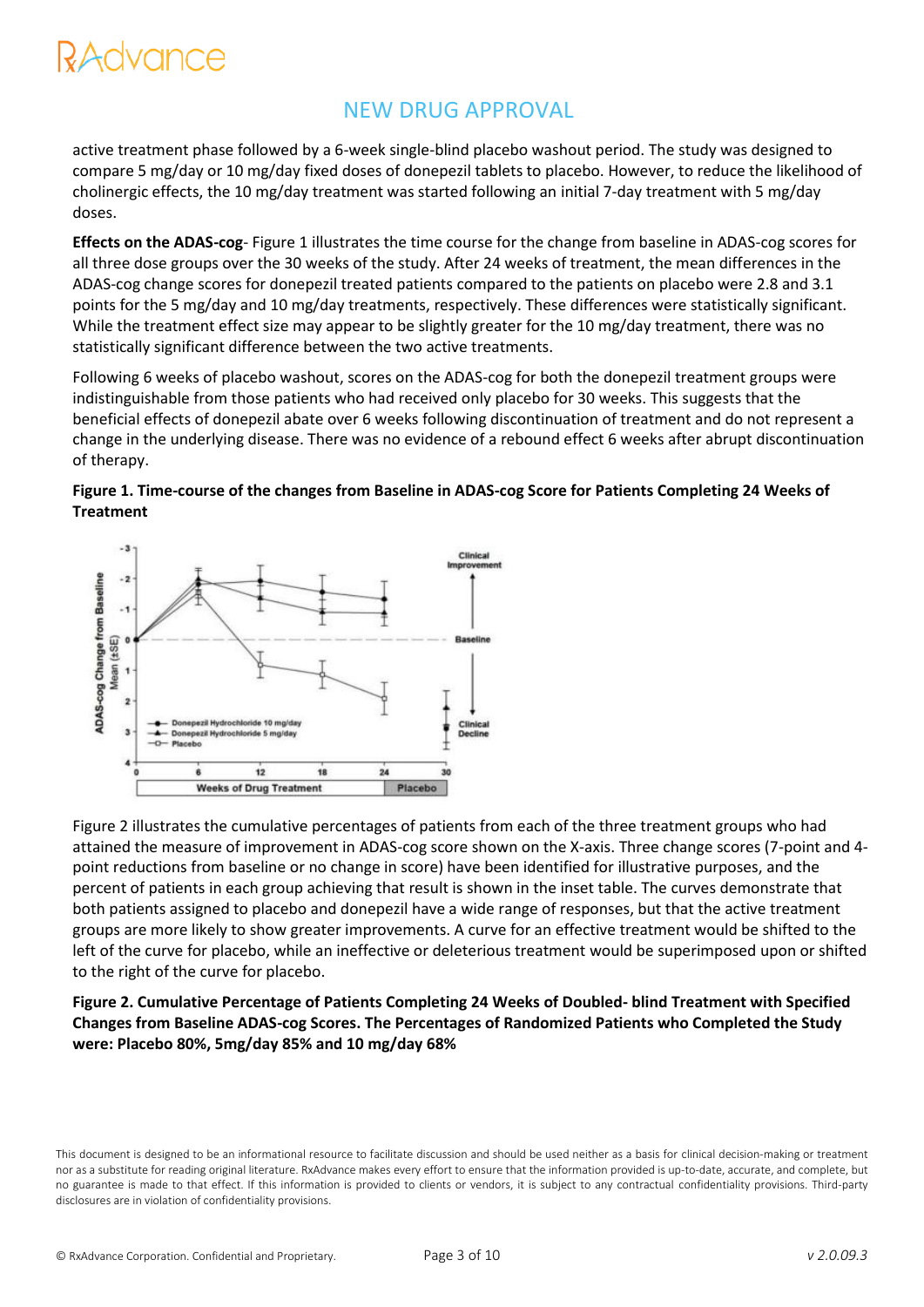active treatment phase followed by a 6-week single-blind placebo washout period. The study was designed to compare 5 mg/day or 10 mg/day fixed doses of donepezil tablets to placebo. However, to reduce the likelihood of cholinergic effects, the 10 mg/day treatment was started following an initial 7-day treatment with 5 mg/day doses.

**Effects on the ADAS-cog**- Figure 1 illustrates the time course for the change from baseline in ADAS-cog scores for all three dose groups over the 30 weeks of the study. After 24 weeks of treatment, the mean differences in the ADAS-cog change scores for donepezil treated patients compared to the patients on placebo were 2.8 and 3.1 points for the 5 mg/day and 10 mg/day treatments, respectively. These differences were statistically significant. While the treatment effect size may appear to be slightly greater for the 10 mg/day treatment, there was no statistically significant difference between the two active treatments.

Following 6 weeks of placebo washout, scores on the ADAS-cog for both the donepezil treatment groups were indistinguishable from those patients who had received only placebo for 30 weeks. This suggests that the beneficial effects of donepezil abate over 6 weeks following discontinuation of treatment and do not represent a change in the underlying disease. There was no evidence of a rebound effect 6 weeks after abrupt discontinuation of therapy.

**Figure 1. Time-course of the changes from Baseline in ADAS-cog Score for Patients Completing 24 Weeks of Treatment**

Figure 2 illustrates the cumulative percentages of patients from each of the three treatment groups who had attained the measure of improvement in ADAS-cog score shown on the X-axis. Three change scores (7-point and 4-point reductions from baseline or no change in score) have been identified for illustrative purposes, and the percent of patients in each group achieving that result is shown in the inset table. The curves demonstrate that both patients assigned to placebo and donepezil have a wide range of responses, but that the active treatment groups are more likely to show greater improvements. A curve for an effective treatment would be shifted to the left of the curve for placebo, while an ineffective or deleterious treatment would be superimposed upon or shifted to the right of the curve for placebo.

**Figure 2. Cumulative Percentage of Patients Completing 24 Weeks of Doubled- blind Treatment with Specified Changes from Baseline ADAS-cog Scores. The Percentages of Randomized Patients who Completed the Study were: Placebo 80%, 5mg/day 85% and 10 mg/day 68%**

This document is designed to be an informational resource to facilitate discussion and should be used neither as a basis for clinical decision-making or treatment nor as a substitute for reading original literature. RxAdvance makes every effort to ensure that the information provided is up-to-date, accurate, and complete, but no guarantee is made to that effect. If this information is provided to clients or vendors, it is subject to any contractual confidentiality provisions. Third-party disclosures are in violation of confidentiality provisions.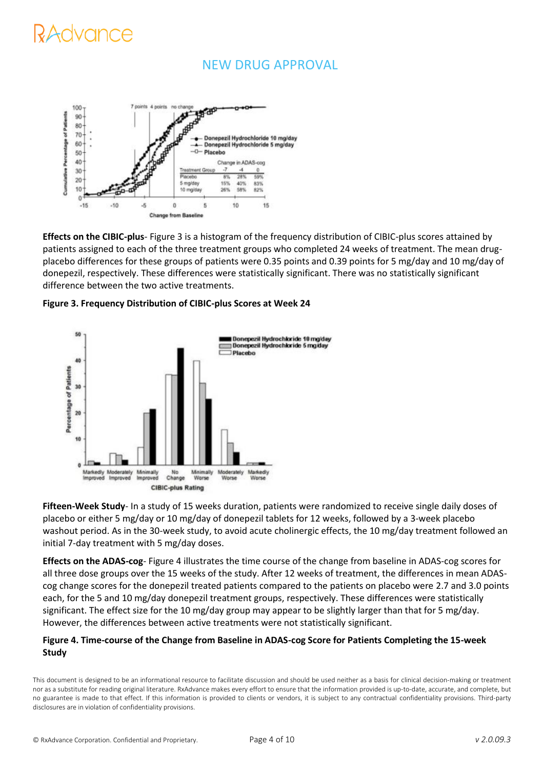**Effects on the CIBIC-plus**- Figure 3 is a histogram of the frequency distribution of CIBIC-plus scores attained by patients assigned to each of the three treatment groups who completed 24 weeks of treatment. The mean drug-placebo differences for these groups of patients were 0.35 points and 0.39 points for 5 mg/day and 10 mg/day of donepezil, respectively. These differences were statistically significant. There was no statistically significant difference between the two active treatments.

**Figure 3. Frequency Distribution of CIBIC-plus Scores at Week 24**

**Fifteen-Week Study**- In a study of 15 weeks duration, patients were randomized to receive single daily doses of placebo or either 5 mg/day or 10 mg/day of donepezil tablets for 12 weeks, followed by a 3-week placebo washout period. As in the 30-week study, to avoid acute cholinergic effects, the 10 mg/day treatment followed an initial 7-day treatment with 5 mg/day doses.

**Effects on the ADAS-cog**- Figure 4 illustrates the time course of the change from baseline in ADAS-cog scores for all three dose groups over the 15 weeks of the study. After 12 weeks of treatment, the differences in mean ADAS-cog change scores for the donepezil treated patients compared to the patients on placebo were 2.7 and 3.0 points each, for the 5 and 10 mg/day donepezil treatment groups, respectively. These differences were statistically significant. The effect size for the 10 mg/day group may appear to be slightly larger than that for 5 mg/day. However, the differences between active treatments were not statistically significant.

**Figure 4. Time-course of the Change from Baseline in ADAS-cog Score for Patients Completing the 15-week Study**

This document is designed to be an informational resource to facilitate discussion and should be used neither as a basis for clinical decision-making or treatment nor as a substitute for reading original literature. RxAdvance makes every effort to ensure that the information provided is up-to-date, accurate, and complete, but no guarantee is made to that effect. If this information is provided to clients or vendors, it is subject to any contractual confidentiality provisions. Third-party disclosures are in violation of confidentiality provisions.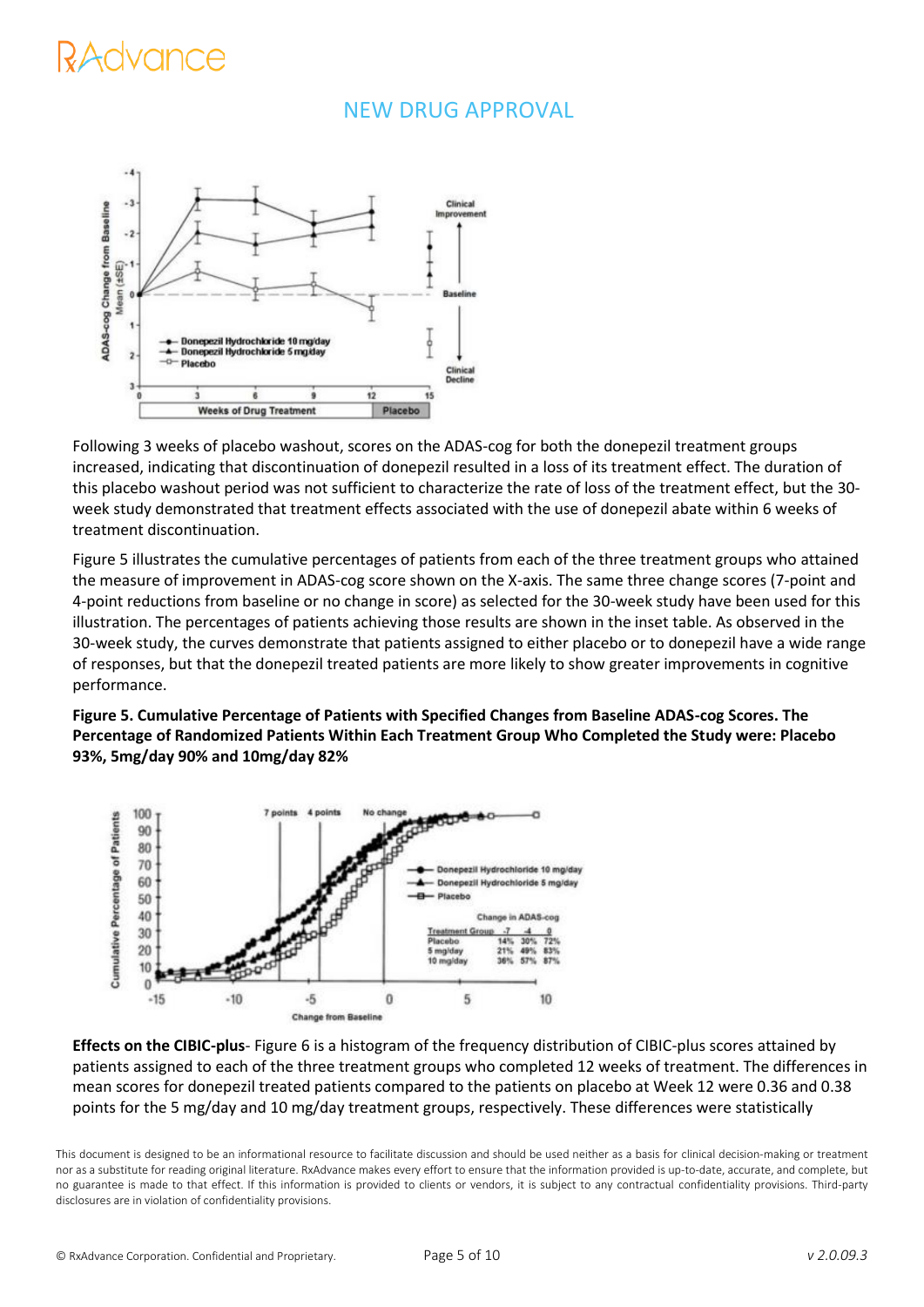## NEW DRUG APPROVAL

Following 3 weeks of placebo washout, scores on the ADAS-cog for both the donepezil treatment groups increased, indicating that discontinuation of donepezil resulted in a loss of its treatment effect. The duration of this placebo washout period was not sufficient to characterize the rate of loss of the treatment effect, but the 30-week study demonstrated that treatment effects associated with the use of donepezil abate within 6 weeks of treatment discontinuation.

Figure 5 illustrates the cumulative percentages of patients from each of the three treatment groups who attained the measure of improvement in ADAS-cog score shown on the X-axis. The same three change scores (7-point and 4-point reductions from baseline or no change in score) as selected for the 30-week study have been used for this illustration. The percentages of patients achieving those results are shown in the inset table. As observed in the 30-week study, the curves demonstrate that patients assigned to either placebo or to donepezil have a wide range of responses, but that the donepezil treated patients are more likely to show greater improvements in cognitive performance.

**Figure 5. Cumulative Percentage of Patients with Specified Changes from Baseline ADAS-cog Scores. The Percentage of Randomized Patients Within Each Treatment Group Who Completed the Study were: Placebo 93%, 5mg/day 90% and 10mg/day 82%**

| Treatment Group | -7 | -4 | 0 |
|---|---|---|---|
| Placebo | 14% | 30% | 72% |
| 5 mg/day | 21% | 49% | 83% |
| 10 mg/day | 36% | 57% | 87% |

**Effects on the CIBIC-plus**- Figure 6 is a histogram of the frequency distribution of CIBIC-plus scores attained by patients assigned to each of the three treatment groups who completed 12 weeks of treatment. The differences in mean scores for donepezil treated patients compared to the patients on placebo at Week 12 were 0.36 and 0.38 points for the 5 mg/day and 10 mg/day treatment groups, respectively. These differences were statistically

This document is designed to be an informational resource to facilitate discussion and should be used neither as a basis for clinical decision-making or treatment nor as a substitute for reading original literature. RxAdvance makes every effort to ensure that the information provided is up-to-date, accurate, and complete, but no guarantee is made to that effect. If this information is provided to clients or vendors, it is subject to any contractual confidentiality provisions. Third-party disclosures are in violation of confidentiality provisions.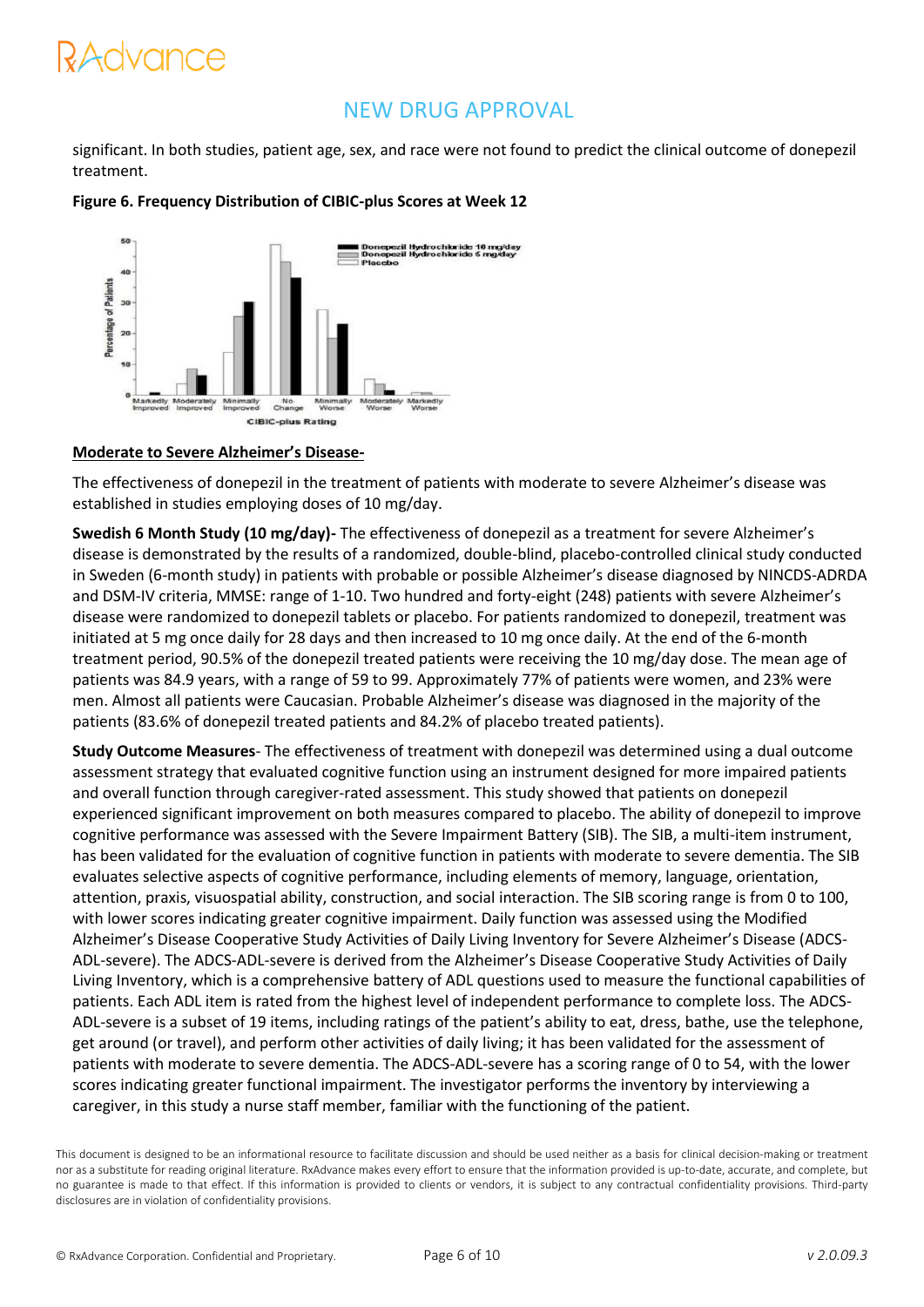significant. In both studies, patient age, sex, and race were not found to predict the clinical outcome of donepezil treatment.

**Figure 6. Frequency Distribution of CIBIC-plus Scores at Week 12**

**Moderate to Severe Alzheimer's Disease-**

The effectiveness of donepezil in the treatment of patients with moderate to severe Alzheimer's disease was established in studies employing doses of 10 mg/day.

**Swedish 6 Month Study (10 mg/day)-** The effectiveness of donepezil as a treatment for severe Alzheimer's disease is demonstrated by the results of a randomized, double-blind, placebo-controlled clinical study conducted in Sweden (6-month study) in patients with probable or possible Alzheimer's disease diagnosed by NINCDS-ADRDA and DSM-IV criteria, MMSE: range of 1-10. Two hundred and forty-eight (248) patients with severe Alzheimer's disease were randomized to donepezil tablets or placebo. For patients randomized to donepezil, treatment was initiated at 5 mg once daily for 28 days and then increased to 10 mg once daily. At the end of the 6-month treatment period, 90.5% of the donepezil treated patients were receiving the 10 mg/day dose. The mean age of patients was 84.9 years, with a range of 59 to 99. Approximately 77% of patients were women, and 23% were men. Almost all patients were Caucasian. Probable Alzheimer's disease was diagnosed in the majority of the patients (83.6% of donepezil treated patients and 84.2% of placebo treated patients).

**Study Outcome Measures**- The effectiveness of treatment with donepezil was determined using a dual outcome assessment strategy that evaluated cognitive function using an instrument designed for more impaired patients and overall function through caregiver-rated assessment. This study showed that patients on donepezil experienced significant improvement on both measures compared to placebo. The ability of donepezil to improve cognitive performance was assessed with the Severe Impairment Battery (SIB). The SIB, a multi-item instrument, has been validated for the evaluation of cognitive function in patients with moderate to severe dementia. The SIB evaluates selective aspects of cognitive performance, including elements of memory, language, orientation, attention, praxis, visuospatial ability, construction, and social interaction. The SIB scoring range is from 0 to 100, with lower scores indicating greater cognitive impairment. Daily function was assessed using the Modified Alzheimer's Disease Cooperative Study Activities of Daily Living Inventory for Severe Alzheimer's Disease (ADCS-ADL-severe). The ADCS-ADL-severe is derived from the Alzheimer's Disease Cooperative Study Activities of Daily Living Inventory, which is a comprehensive battery of ADL questions used to measure the functional capabilities of patients. Each ADL item is rated from the highest level of independent performance to complete loss. The ADCS-ADL-severe is a subset of 19 items, including ratings of the patient's ability to eat, dress, bathe, use the telephone, get around (or travel), and perform other activities of daily living; it has been validated for the assessment of patients with moderate to severe dementia. The ADCS-ADL-severe has a scoring range of 0 to 54, with the lower scores indicating greater functional impairment. The investigator performs the inventory by interviewing a caregiver, in this study a nurse staff member, familiar with the functioning of the patient.

This document is designed to be an informational resource to facilitate discussion and should be used neither as a basis for clinical decision-making or treatment nor as a substitute for reading original literature. RxAdvance makes every effort to ensure that the information provided is up-to-date, accurate, and complete, but no guarantee is made to that effect. If this information is provided to clients or vendors, it is subject to any contractual confidentiality provisions. Third-party disclosures are in violation of confidentiality provisions.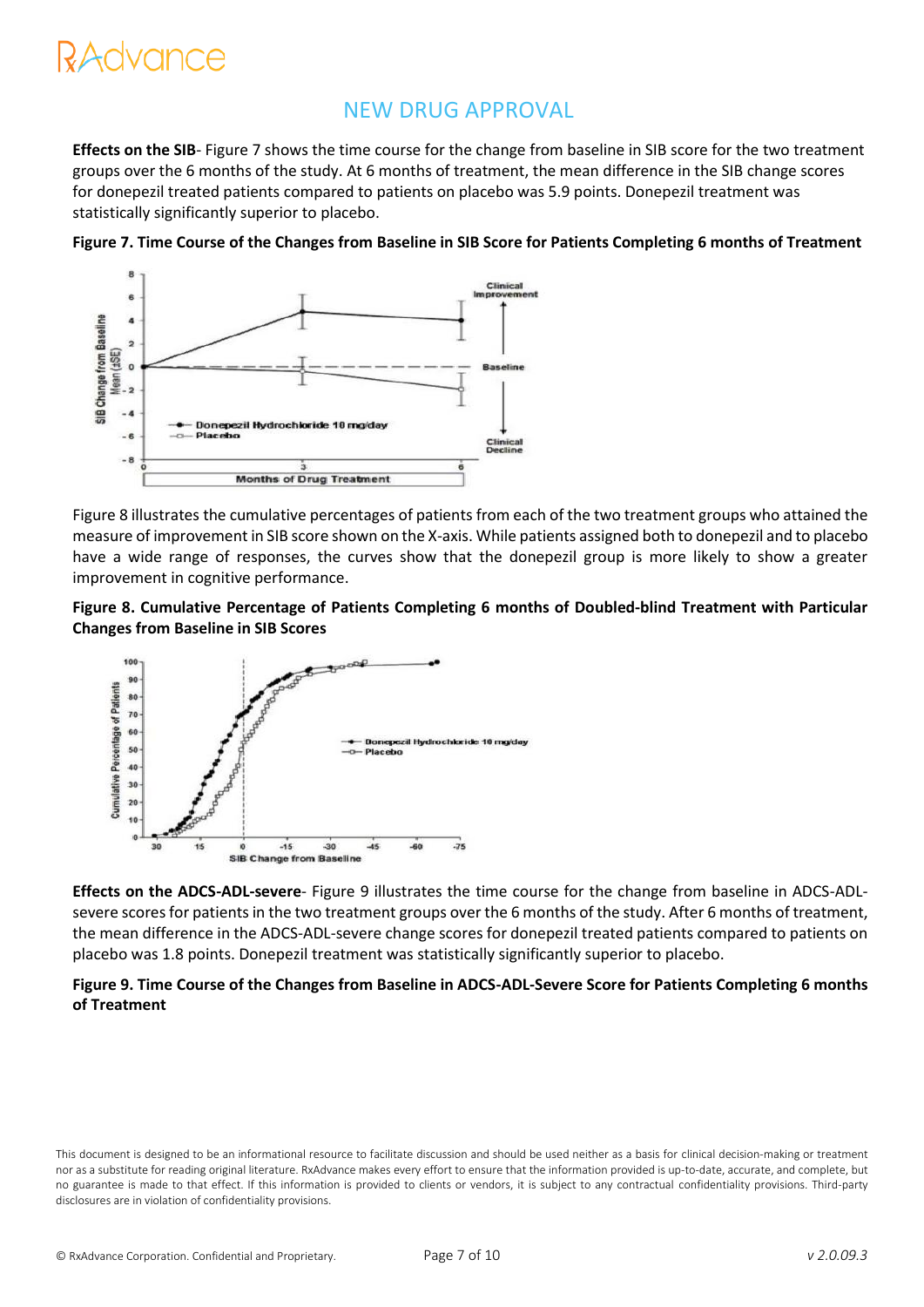## NEW DRUG APPROVAL

**Effects on the SIB**- Figure 7 shows the time course for the change from baseline in SIB score for the two treatment groups over the 6 months of the study. At 6 months of treatment, the mean difference in the SIB change scores for donepezil treated patients compared to patients on placebo was 5.9 points. Donepezil treatment was statistically significantly superior to placebo.

**Figure 7. Time Course of the Changes from Baseline in SIB Score for Patients Completing 6 months of Treatment**

Figure 8 illustrates the cumulative percentages of patients from each of the two treatment groups who attained the measure of improvement in SIB score shown on the X-axis. While patients assigned both to donepezil and to placebo have a wide range of responses, the curves show that the donepezil group is more likely to show a greater improvement in cognitive performance.

**Figure 8. Cumulative Percentage of Patients Completing 6 months of Doubled-blind Treatment with Particular Changes from Baseline in SIB Scores**

**Effects on the ADCS-ADL-severe**- Figure 9 illustrates the time course for the change from baseline in ADCS-ADL-severe scores for patients in the two treatment groups over the 6 months of the study. After 6 months of treatment, the mean difference in the ADCS-ADL-severe change scores for donepezil treated patients compared to patients on placebo was 1.8 points. Donepezil treatment was statistically significantly superior to placebo.

**Figure 9. Time Course of the Changes from Baseline in ADCS-ADL-Severe Score for Patients Completing 6 months of Treatment**

This document is designed to be an informational resource to facilitate discussion and should be used neither as a basis for clinical decision-making or treatment nor as a substitute for reading original literature. RxAdvance makes every effort to ensure that the information provided is up-to-date, accurate, and complete, but no guarantee is made to that effect. If this information is provided to clients or vendors, it is subject to any contractual confidentiality provisions. Third-party disclosures are in violation of confidentiality provisions.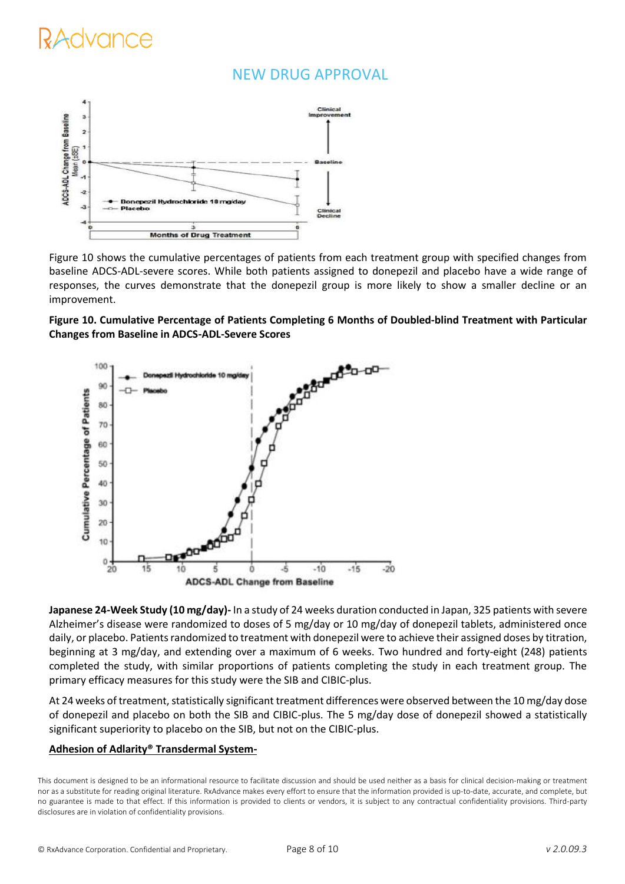Figure 10 shows the cumulative percentages of patients from each treatment group with specified changes from baseline ADCS-ADL-severe scores. While both patients assigned to donepezil and placebo have a wide range of responses, the curves demonstrate that the donepezil group is more likely to show a smaller decline or an improvement.

**Figure 10. Cumulative Percentage of Patients Completing 6 Months of Doubled-blind Treatment with Particular Changes from Baseline in ADCS-ADL-Severe Scores**

**Japanese 24-Week Study (10 mg/day)-** In a study of 24 weeks duration conducted in Japan, 325 patients with severe Alzheimer's disease were randomized to doses of 5 mg/day or 10 mg/day of donepezil tablets, administered once daily, or placebo. Patients randomized to treatment with donepezil were to achieve their assigned doses by titration, beginning at 3 mg/day, and extending over a maximum of 6 weeks. Two hundred and forty-eight (248) patients completed the study, with similar proportions of patients completing the study in each treatment group. The primary efficacy measures for this study were the SIB and CIBIC-plus.

At 24 weeks of treatment, statistically significant treatment differences were observed between the 10 mg/day dose of donepezil and placebo on both the SIB and CIBIC-plus. The 5 mg/day dose of donepezil showed a statistically significant superiority to placebo on the SIB, but not on the CIBIC-plus.

**Adhesion of Adlarity® Transdermal System-**

This document is designed to be an informational resource to facilitate discussion and should be used neither as a basis for clinical decision-making or treatment nor as a substitute for reading original literature. RxAdvance makes every effort to ensure that the information provided is up-to-date, accurate, and complete, but no guarantee is made to that effect. If this information is provided to clients or vendors, it is subject to any contractual confidentiality provisions. Third-party disclosures are in violation of confidentiality provisions.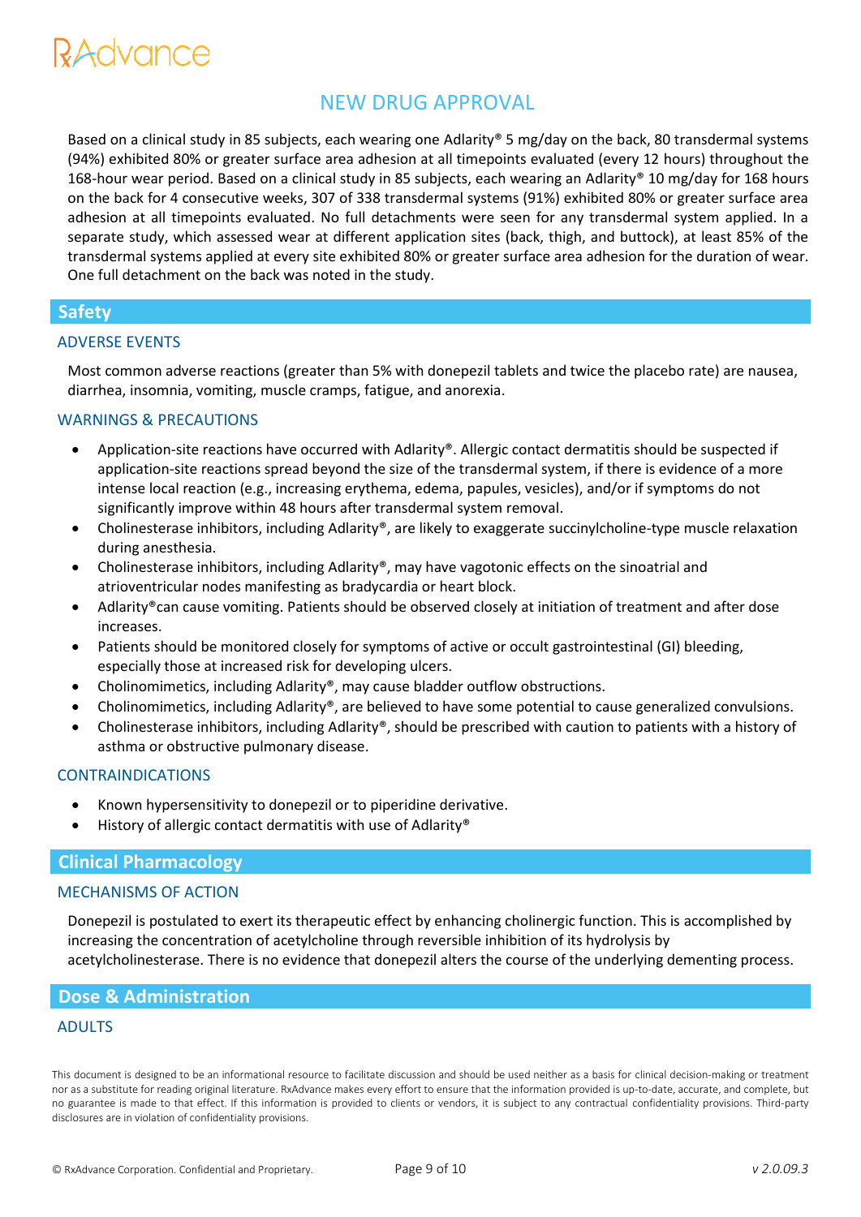Based on a clinical study in 85 subjects, each wearing one Adlarity® 5 mg/day on the back, 80 transdermal systems (94%) exhibited 80% or greater surface area adhesion at all timepoints evaluated (every 12 hours) throughout the 168-hour wear period. Based on a clinical study in 85 subjects, each wearing an Adlarity® 10 mg/day for 168 hours on the back for 4 consecutive weeks, 307 of 338 transdermal systems (91%) exhibited 80% or greater surface area adhesion at all timepoints evaluated. No full detachments were seen for any transdermal system applied. In a separate study, which assessed wear at different application sites (back, thigh, and buttock), at least 85% of the transdermal systems applied at every site exhibited 80% or greater surface area adhesion for the duration of wear. One full detachment on the back was noted in the study.

## Safety

### ADVERSE EVENTS

Most common adverse reactions (greater than 5% with donepezil tablets and twice the placebo rate) are nausea, diarrhea, insomnia, vomiting, muscle cramps, fatigue, and anorexia.

### WARNINGS & PRECAUTIONS

- Application-site reactions have occurred with Adlarity®. Allergic contact dermatitis should be suspected if application-site reactions spread beyond the size of the transdermal system, if there is evidence of a more intense local reaction (e.g., increasing erythema, edema, papules, vesicles), and/or if symptoms do not significantly improve within 48 hours after transdermal system removal.
- Cholinesterase inhibitors, including Adlarity®, are likely to exaggerate succinylcholine-type muscle relaxation during anesthesia.
- Cholinesterase inhibitors, including Adlarity®, may have vagotonic effects on the sinoatrial and atrioventricular nodes manifesting as bradycardia or heart block.
- Adlarity®can cause vomiting. Patients should be observed closely at initiation of treatment and after dose increases.
- Patients should be monitored closely for symptoms of active or occult gastrointestinal (GI) bleeding, especially those at increased risk for developing ulcers.
- Cholinomimetics, including Adlarity®, may cause bladder outflow obstructions.
- Cholinomimetics, including Adlarity®, are believed to have some potential to cause generalized convulsions.
- Cholinesterase inhibitors, including Adlarity®, should be prescribed with caution to patients with a history of asthma or obstructive pulmonary disease.

### CONTRAINDICATIONS

- Known hypersensitivity to donepezil or to piperidine derivative.
- History of allergic contact dermatitis with use of Adlarity®

## Clinical Pharmacology

### MECHANISMS OF ACTION

Donepezil is postulated to exert its therapeutic effect by enhancing cholinergic function. This is accomplished by increasing the concentration of acetylcholine through reversible inhibition of its hydrolysis by acetylcholinesterase. There is no evidence that donepezil alters the course of the underlying dementing process.

## Dose & Administration

### ADULTS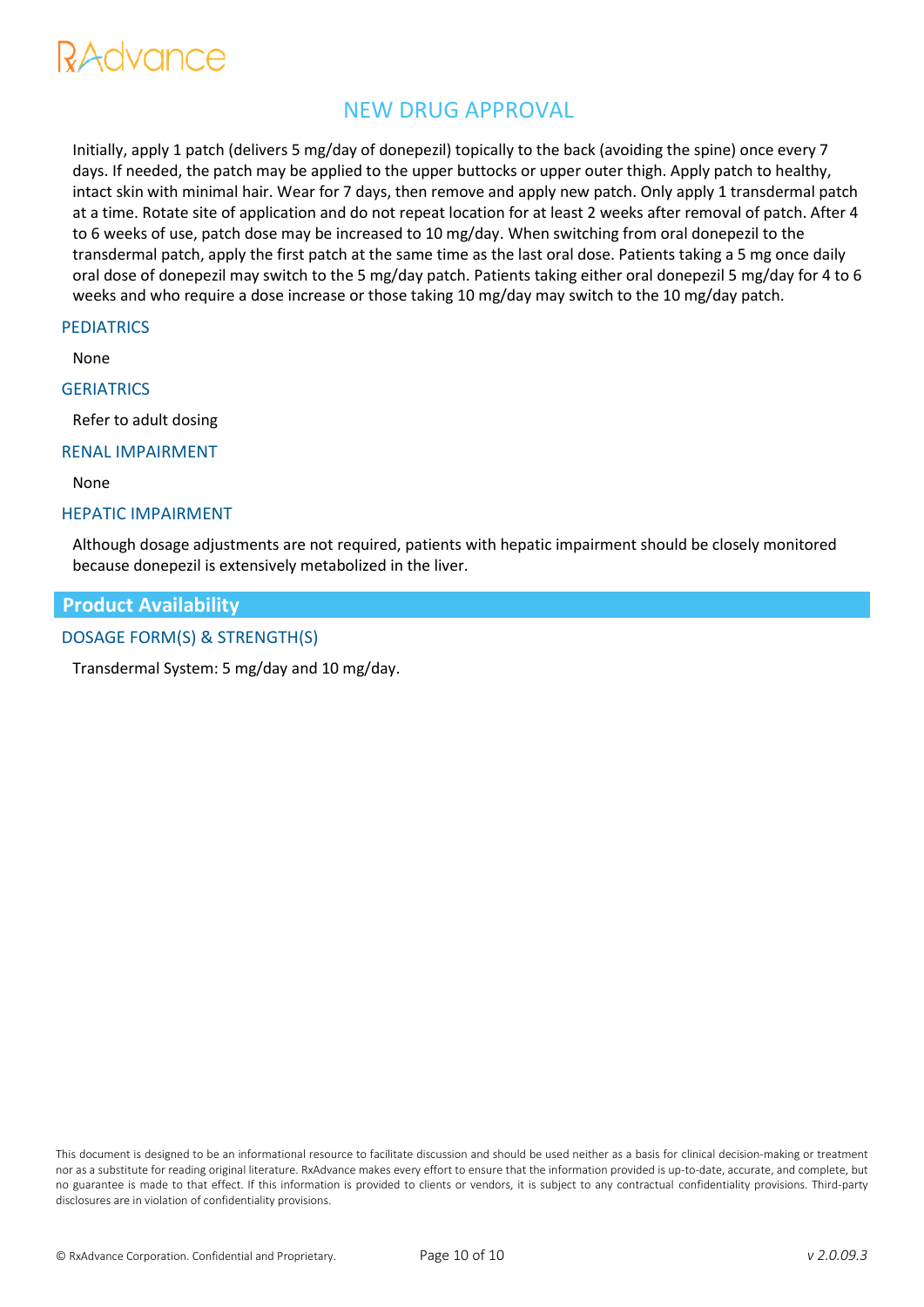Initially, apply 1 patch (delivers 5 mg/day of donepezil) topically to the back (avoiding the spine) once every 7 days. If needed, the patch may be applied to the upper buttocks or upper outer thigh. Apply patch to healthy, intact skin with minimal hair. Wear for 7 days, then remove and apply new patch. Only apply 1 transdermal patch at a time. Rotate site of application and do not repeat location for at least 2 weeks after removal of patch. After 4 to 6 weeks of use, patch dose may be increased to 10 mg/day. When switching from oral donepezil to the transdermal patch, apply the first patch at the same time as the last oral dose. Patients taking a 5 mg once daily oral dose of donepezil may switch to the 5 mg/day patch. Patients taking either oral donepezil 5 mg/day for 4 to 6 weeks and who require a dose increase or those taking 10 mg/day may switch to the 10 mg/day patch.

### PEDIATRICS

None

### GERIATRICS

Refer to adult dosing

### RENAL IMPAIRMENT

None

### HEPATIC IMPAIRMENT

Although dosage adjustments are not required, patients with hepatic impairment should be closely monitored because donepezil is extensively metabolized in the liver.

## Product Availability

### DOSAGE FORM(S) & STRENGTH(S)

Transdermal System: 5 mg/day and 10 mg/day.

This document is designed to be an informational resource to facilitate discussion and should be used neither as a basis for clinical decision-making or treatment nor as a substitute for reading original literature. RxAdvance makes every effort to ensure that the information provided is up-to-date, accurate, and complete, but no guarantee is made to that effect. If this information is provided to clients or vendors, it is subject to any contractual confidentiality provisions. Third-party disclosures are in violation of confidentiality provisions.